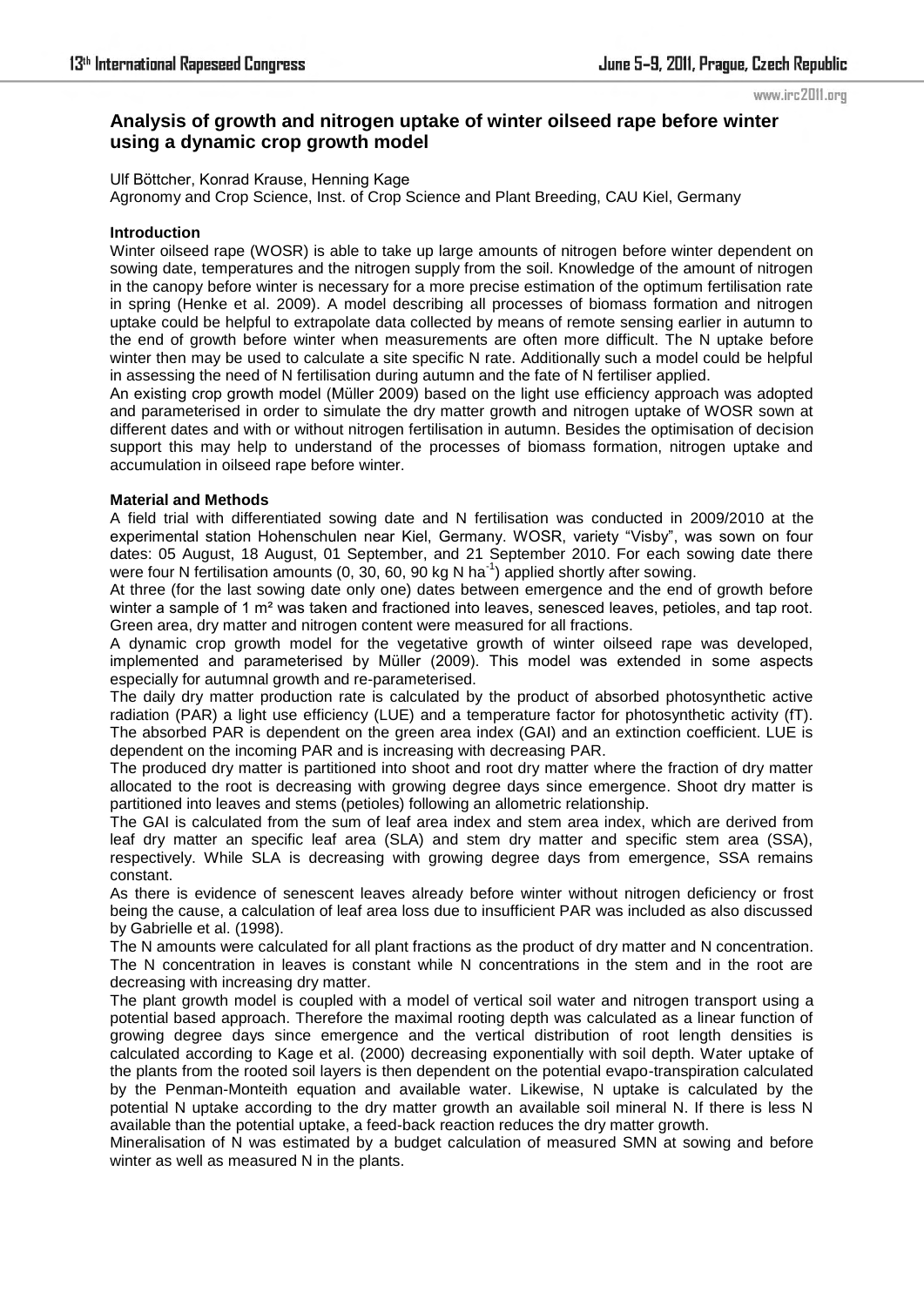# Analysis of growth and nitrogen uptake of winter oilseed rape before winter using a dynamic crop growth model

Ulf Böttcher, Konrad Krause, Henning Kage

Agronomy and Crop Science, Inst. of Crop Science and Plant Breeding, CAU Kiel, Germany

## Introduction

Winter oilseed rape (WOSR) is able to take up large amounts of nitrogen before winter dependent on sowing date, temperatures and the nitrogen supply from the soil. Knowledge of the amount of nitrogen in the canopy before winter is necessary for a more precise estimation of the optimum fertilisation rate in spring (Henke et al. 2009). A model describing all processes of biomass formation and nitrogen uptake could be helpful to extrapolate data collected by means of remote sensing earlier in autumn to the end of growth before winter when measurements are often more difficult. The N uptake before winter then may be used to calculate a site specific N rate. Additionally such a model could be helpful in assessing the need of N fertilisation during autumn and the fate of N fertiliser applied.

An existing crop growth model (Müller 2009) based on the light use efficiency approach was adopted and parameterised in order to simulate the dry matter growth and nitrogen uptake of WOSR sown at different dates and with or without nitrogen fertilisation in autumn. Besides the optimisation of decision support this may help to understand of the processes of biomass formation, nitrogen uptake and accumulation in oilseed rape before winter.

## Material and Methods

A field trial with differentiated sowing date and N fertilisation was conducted in 2009/2010 at the experimental station Hohenschulen near Kiel, Germany. WOSR, variety "Visby", was sown on four dates: 05 August, 18 August, 01 September, and 21 September 2010. For each sowing date there were four N fertilisation amounts (0, 30, 60, 90 kg N ha$^{-1}$) applied shortly after sowing.

At three (for the last sowing date only one) dates between emergence and the end of growth before winter a sample of 1 m² was taken and fractioned into leaves, senesced leaves, petioles, and tap root. Green area, dry matter and nitrogen content were measured for all fractions.

A dynamic crop growth model for the vegetative growth of winter oilseed rape was developed, implemented and parameterised by Müller (2009). This model was extended in some aspects especially for autumnal growth and re-parameterised.

The daily dry matter production rate is calculated by the product of absorbed photosynthetic active radiation (PAR) a light use efficiency (LUE) and a temperature factor for photosynthetic activity (fT). The absorbed PAR is dependent on the green area index (GAI) and an extinction coefficient. LUE is dependent on the incoming PAR and is increasing with decreasing PAR.

The produced dry matter is partitioned into shoot and root dry matter where the fraction of dry matter allocated to the root is decreasing with growing degree days since emergence. Shoot dry matter is partitioned into leaves and stems (petioles) following an allometric relationship.

The GAI is calculated from the sum of leaf area index and stem area index, which are derived from leaf dry matter an specific leaf area (SLA) and stem dry matter and specific stem area (SSA), respectively. While SLA is decreasing with growing degree days from emergence, SSA remains constant.

As there is evidence of senescent leaves already before winter without nitrogen deficiency or frost being the cause, a calculation of leaf area loss due to insufficient PAR was included as also discussed by Gabrielle et al. (1998).

The N amounts were calculated for all plant fractions as the product of dry matter and N concentration. The N concentration in leaves is constant while N concentrations in the stem and in the root are decreasing with increasing dry matter.

The plant growth model is coupled with a model of vertical soil water and nitrogen transport using a potential based approach. Therefore the maximal rooting depth was calculated as a linear function of growing degree days since emergence and the vertical distribution of root length densities is calculated according to Kage et al. (2000) decreasing exponentially with soil depth. Water uptake of the plants from the rooted soil layers is then dependent on the potential evapo-transpiration calculated by the Penman-Monteith equation and available water. Likewise, N uptake is calculated by the potential N uptake according to the dry matter growth an available soil mineral N. If there is less N available than the potential uptake, a feed-back reaction reduces the dry matter growth.

Mineralisation of N was estimated by a budget calculation of measured SMN at sowing and before winter as well as measured N in the plants.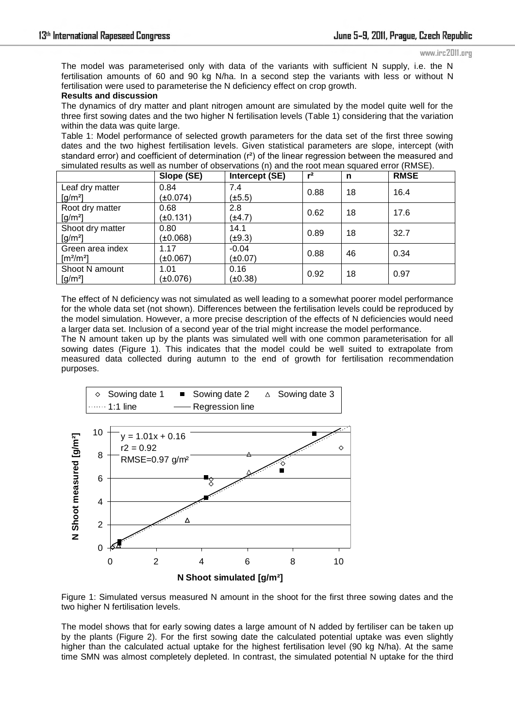The model was parameterised only with data of the variants with sufficient N supply, i.e. the N fertilisation amounts of 60 and 90 kg N/ha. In a second step the variants with less or without N fertilisation were used to parameterise the N deficiency effect on crop growth.

**Results and discussion**

The dynamics of dry matter and plant nitrogen amount are simulated by the model quite well for the three first sowing dates and the two higher N fertilisation levels (Table 1) considering that the variation within the data was quite large.

Table 1: Model performance of selected growth parameters for the data set of the first three sowing dates and the two highest fertilisation levels. Given statistical parameters are slope, intercept (with standard error) and coefficient of determination ($r^2$) of the linear regression between the measured and simulated results as well as number of observations (n) and the root mean squared error (RMSE).

| | **Slope (SE)** | **Intercept (SE)** | **$r^2$** | **n** | **RMSE** |
|---|---|---|---|---|---|
| Leaf dry matter [g/m²] | 0.84 (±0.074) | 7.4 (±5.5) | 0.88 | 18 | 16.4 |
| Root dry matter [g/m²] | 0.68 (±0.131) | 2.8 (±4.7) | 0.62 | 18 | 17.6 |
| Shoot dry matter [g/m²] | 0.80 (±0.068) | 14.1 (±9.3) | 0.89 | 18 | 32.7 |
| Green area index [m²/m²] | 1.17 (±0.067) | -0.04 (±0.07) | 0.88 | 46 | 0.34 |
| Shoot N amount [g/m²] | 1.01 (±0.076) | 0.16 (±0.38) | 0.92 | 18 | 0.97 |

The effect of N deficiency was not simulated as well leading to a somewhat poorer model performance for the whole data set (not shown). Differences between the fertilisation levels could be reproduced by the model simulation. However, a more precise description of the effects of N deficiencies would need a larger data set. Inclusion of a second year of the trial might increase the model performance.

The N amount taken up by the plants was simulated well with one common parameterisation for all sowing dates (Figure 1). This indicates that the model could be well suited to extrapolate from measured data collected during autumn to the end of growth for fertilisation recommendation purposes.

Figure 1: Simulated versus measured N amount in the shoot for the first three sowing dates and the two higher N fertilisation levels.

The model shows that for early sowing dates a large amount of N added by fertiliser can be taken up by the plants (Figure 2). For the first sowing date the calculated potential uptake was even slightly higher than the calculated actual uptake for the highest fertilisation level (90 kg N/ha). At the same time SMN was almost completely depleted. In contrast, the simulated potential N uptake for the third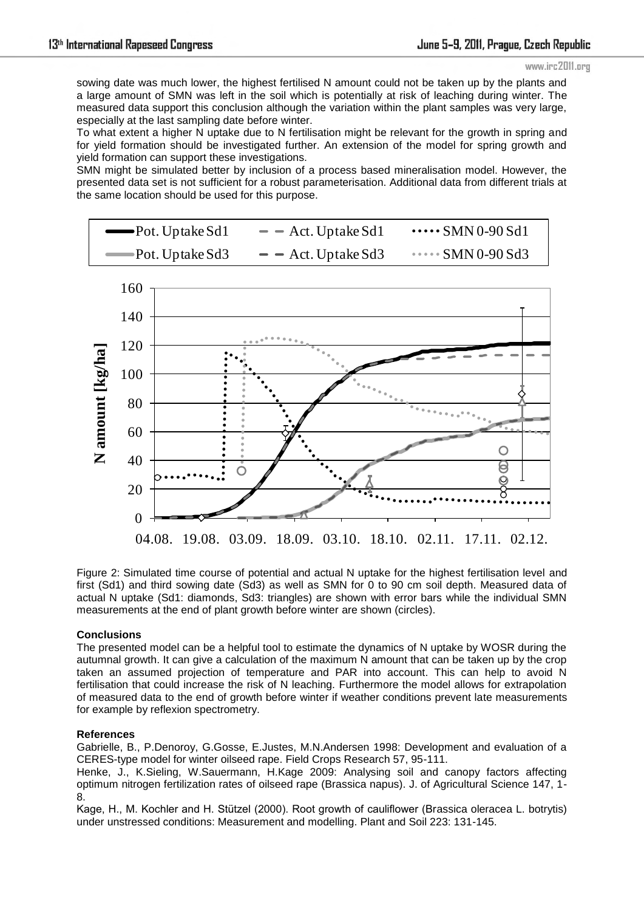sowing date was much lower, the highest fertilised N amount could not be taken up by the plants and a large amount of SMN was left in the soil which is potentially at risk of leaching during winter. The measured data support this conclusion although the variation within the plant samples was very large, especially at the last sampling date before winter.

To what extent a higher N uptake due to N fertilisation might be relevant for the growth in spring and for yield formation should be investigated further. An extension of the model for spring growth and yield formation can support these investigations.

SMN might be simulated better by inclusion of a process based mineralisation model. However, the presented data set is not sufficient for a robust parameterisation. Additional data from different trials at the same location should be used for this purpose.

Figure 2: Simulated time course of potential and actual N uptake for the highest fertilisation level and first (Sd1) and third sowing date (Sd3) as well as SMN for 0 to 90 cm soil depth. Measured data of actual N uptake (Sd1: diamonds, Sd3: triangles) are shown with error bars while the individual SMN measurements at the end of plant growth before winter are shown (circles).

## Conclusions

The presented model can be a helpful tool to estimate the dynamics of N uptake by WOSR during the autumnal growth. It can give a calculation of the maximum N amount that can be taken up by the crop taken an assumed projection of temperature and PAR into account. This can help to avoid N fertilisation that could increase the risk of N leaching. Furthermore the model allows for extrapolation of measured data to the end of growth before winter if weather conditions prevent late measurements for example by reflexion spectrometry.

## References

Gabrielle, B., P.Denoroy, G.Gosse, E.Justes, M.N.Andersen 1998: Development and evaluation of a CERES-type model for winter oilseed rape. Field Crops Research 57, 95-111.

Henke, J., K.Sieling, W.Sauermann, H.Kage 2009: Analysing soil and canopy factors affecting optimum nitrogen fertilization rates of oilseed rape (Brassica napus). J. of Agricultural Science 147, 1-8.

Kage, H., M. Kochler and H. Stützel (2000). Root growth of cauliflower (Brassica oleracea L. botrytis) under unstressed conditions: Measurement and modelling. Plant and Soil 223: 131-145.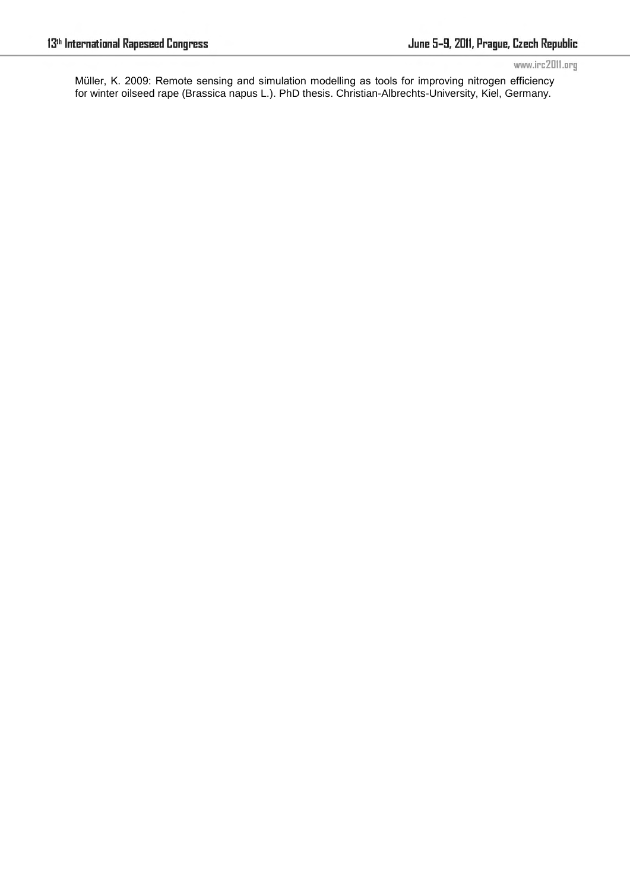Müller, K. 2009: Remote sensing and simulation modelling as tools for improving nitrogen efficiency for winter oilseed rape (Brassica napus L.). PhD thesis. Christian-Albrechts-University, Kiel, Germany.